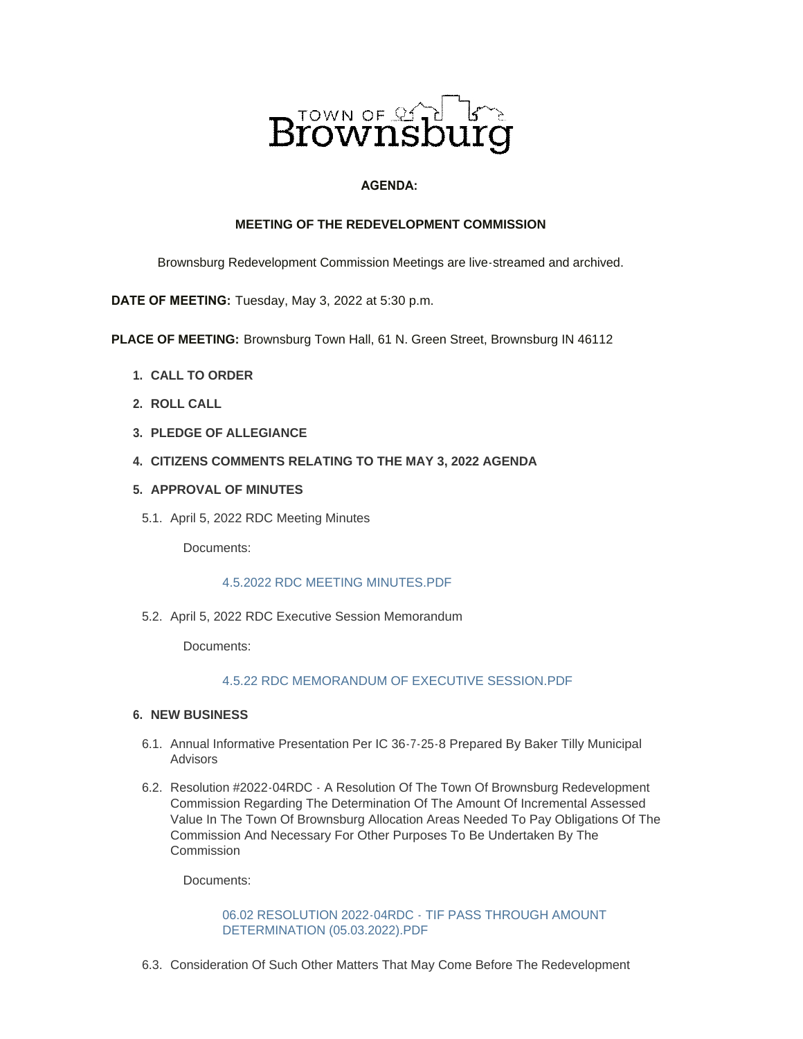TOWN OF Brownsburg

**AGENDA:**

**MEETING OF THE REDEVELOPMENT COMMISSION**

Brownsburg Redevelopment Commission Meetings are live-streamed and archived.

**DATE OF MEETING:** Tuesday, May 3, 2022 at 5:30 p.m.

**PLACE OF MEETING:** Brownsburg Town Hall, 61 N. Green Street, Brownsburg IN 46112

1. **CALL TO ORDER**
2. **ROLL CALL**
3. **PLEDGE OF ALLEGIANCE**
4. **CITIZENS COMMENTS RELATING TO THE MAY 3, 2022 AGENDA**
5. **APPROVAL OF MINUTES**

   5.1. April 5, 2022 RDC Meeting Minutes

   Documents:

   4.5.2022 RDC MEETING MINUTES.PDF

   5.2. April 5, 2022 RDC Executive Session Memorandum

   Documents:

   4.5.22 RDC MEMORANDUM OF EXECUTIVE SESSION.PDF

6. **NEW BUSINESS**

   6.1. Annual Informative Presentation Per IC 36-7-25-8 Prepared By Baker Tilly Municipal Advisors

   6.2. Resolution #2022-04RDC - A Resolution Of The Town Of Brownsburg Redevelopment Commission Regarding The Determination Of The Amount Of Incremental Assessed Value In The Town Of Brownsburg Allocation Areas Needed To Pay Obligations Of The Commission And Necessary For Other Purposes To Be Undertaken By The Commission

   Documents:

   06.02 RESOLUTION 2022-04RDC - TIF PASS THROUGH AMOUNT DETERMINATION (05.03.2022).PDF

   6.3. Consideration Of Such Other Matters That May Come Before The Redevelopment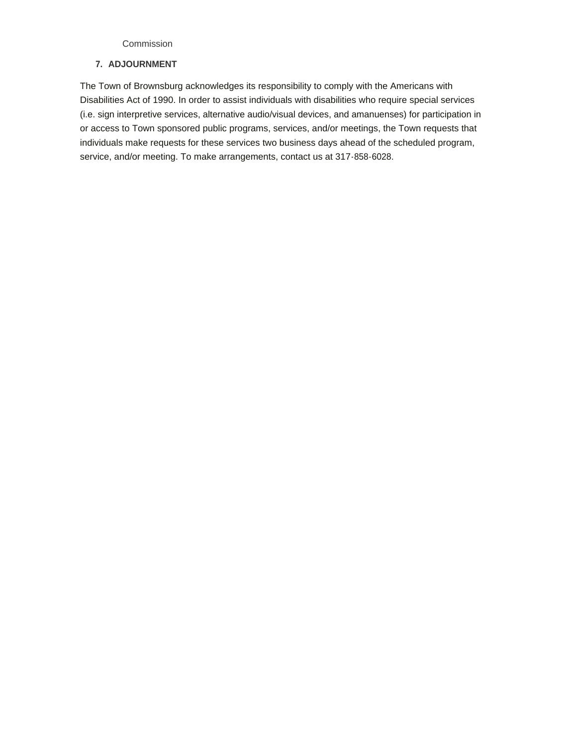Commission

7. **ADJOURNMENT**

The Town of Brownsburg acknowledges its responsibility to comply with the Americans with Disabilities Act of 1990. In order to assist individuals with disabilities who require special services (i.e. sign interpretive services, alternative audio/visual devices, and amanuenses) for participation in or access to Town sponsored public programs, services, and/or meetings, the Town requests that individuals make requests for these services two business days ahead of the scheduled program, service, and/or meeting. To make arrangements, contact us at 317-858-6028.